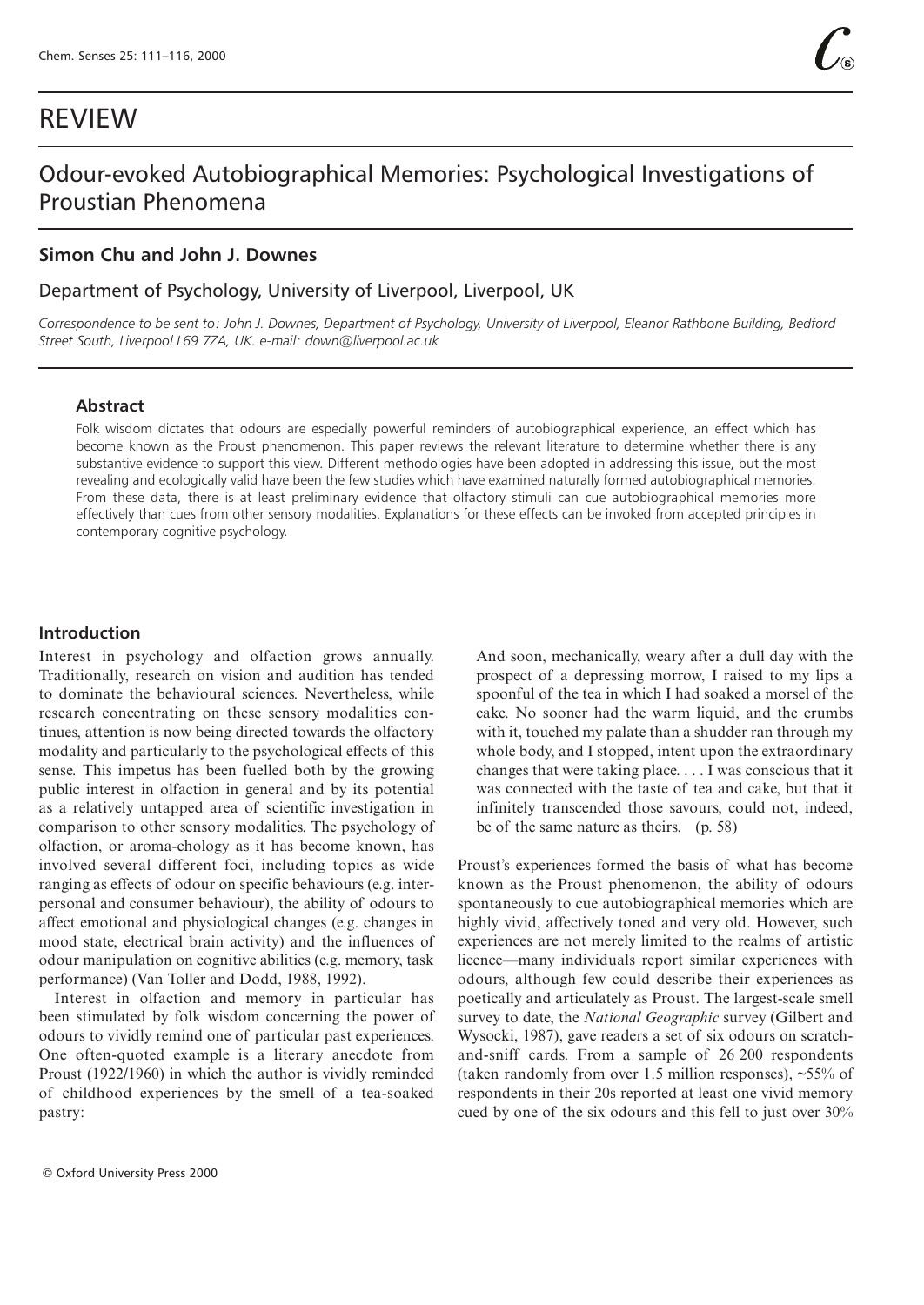# REVIEW

## Odour-evoked Autobiographical Memories: Psychological Investigations of Proustian Phenomena

**Simon Chu and John J. Downes**

Department of Psychology, University of Liverpool, Liverpool, UK

*Correspondence to be sent to: John J. Downes, Department of Psychology, University of Liverpool, Eleanor Rathbone Building, Bedford Street South, Liverpool L69 7ZA, UK. e-mail: down@liverpool.ac.uk*

### Abstract

Folk wisdom dictates that odours are especially powerful reminders of autobiographical experience, an effect which has become known as the Proust phenomenon. This paper reviews the relevant literature to determine whether there is any substantive evidence to support this view. Different methodologies have been adopted in addressing this issue, but the most revealing and ecologically valid have been the few studies which have examined naturally formed autobiographical memories. From these data, there is at least preliminary evidence that olfactory stimuli can cue autobiographical memories more effectively than cues from other sensory modalities. Explanations for these effects can be invoked from accepted principles in contemporary cognitive psychology.

### Introduction

Interest in psychology and olfaction grows annually. Traditionally, research on vision and audition has tended to dominate the behavioural sciences. Nevertheless, while research concentrating on these sensory modalities continues, attention is now being directed towards the olfactory modality and particularly to the psychological effects of this sense. This impetus has been fuelled both by the growing public interest in olfaction in general and by its potential as a relatively untapped area of scientific investigation in comparison to other sensory modalities. The psychology of olfaction, or aroma-chology as it has become known, has involved several different foci, including topics as wide ranging as effects of odour on specific behaviours (e.g. interpersonal and consumer behaviour), the ability of odours to affect emotional and physiological changes (e.g. changes in mood state, electrical brain activity) and the influences of odour manipulation on cognitive abilities (e.g. memory, task performance) (Van Toller and Dodd, 1988, 1992).

Interest in olfaction and memory in particular has been stimulated by folk wisdom concerning the power of odours to vividly remind one of particular past experiences. One often-quoted example is a literary anecdote from Proust (1922/1960) in which the author is vividly reminded of childhood experiences by the smell of a tea-soaked pastry:

> And soon, mechanically, weary after a dull day with the prospect of a depressing morrow, I raised to my lips a spoonful of the tea in which I had soaked a morsel of the cake. No sooner had the warm liquid, and the crumbs with it, touched my palate than a shudder ran through my whole body, and I stopped, intent upon the extraordinary changes that were taking place. . . . I was conscious that it was connected with the taste of tea and cake, but that it infinitely transcended those savours, could not, indeed, be of the same nature as theirs. (p. 58)

Proust's experiences formed the basis of what has become known as the Proust phenomenon, the ability of odours spontaneously to cue autobiographical memories which are highly vivid, affectively toned and very old. However, such experiences are not merely limited to the realms of artistic licence—many individuals report similar experiences with odours, although few could describe their experiences as poetically and articulately as Proust. The largest-scale smell survey to date, the *National Geographic* survey (Gilbert and Wysocki, 1987), gave readers a set of six odours on scratch-and-sniff cards. From a sample of 26 200 respondents (taken randomly from over 1.5 million responses), ~55% of respondents in their 20s reported at least one vivid memory cued by one of the six odours and this fell to just over 30%

© Oxford University Press 2000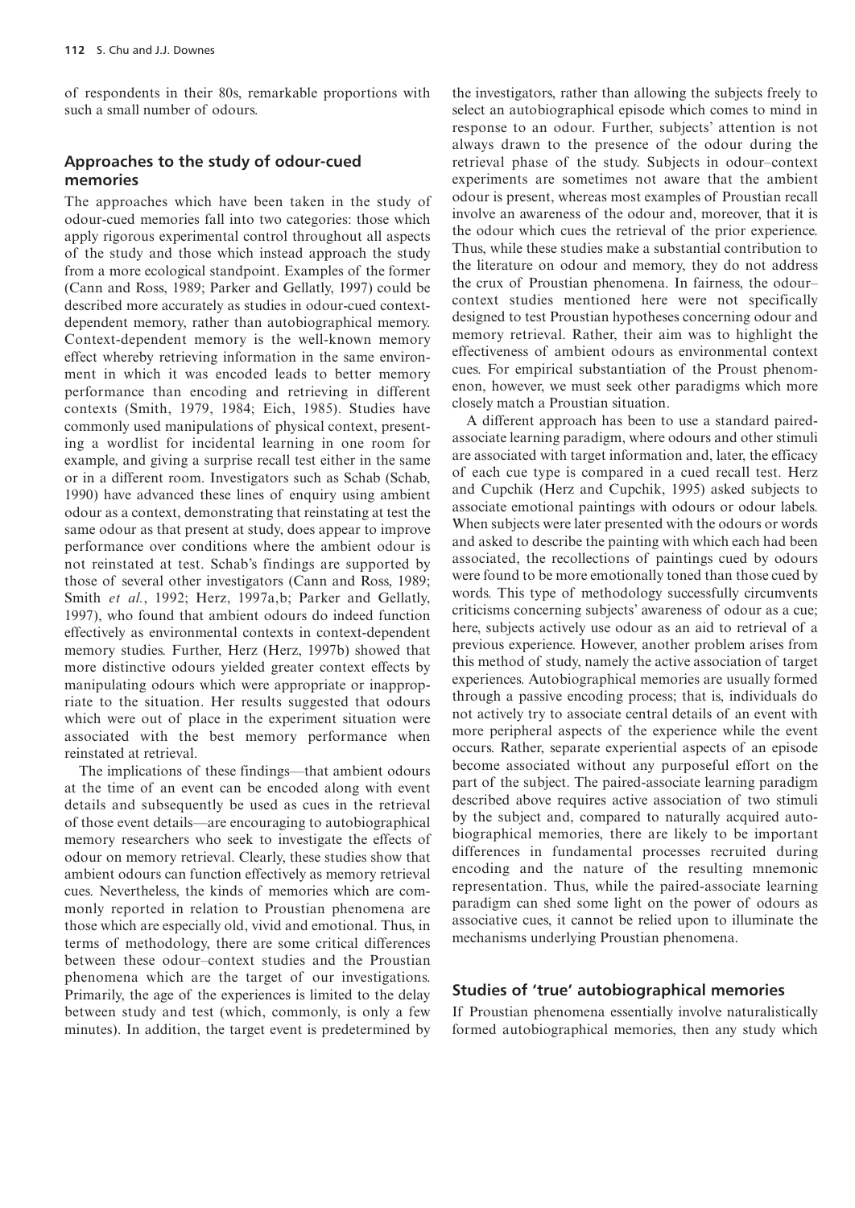of respondents in their 80s, remarkable proportions with such a small number of odours.

## Approaches to the study of odour-cued memories

The approaches which have been taken in the study of odour-cued memories fall into two categories: those which apply rigorous experimental control throughout all aspects of the study and those which instead approach the study from a more ecological standpoint. Examples of the former (Cann and Ross, 1989; Parker and Gellatly, 1997) could be described more accurately as studies in odour-cued context-dependent memory, rather than autobiographical memory. Context-dependent memory is the well-known memory effect whereby retrieving information in the same environment in which it was encoded leads to better memory performance than encoding and retrieving in different contexts (Smith, 1979, 1984; Eich, 1985). Studies have commonly used manipulations of physical context, presenting a wordlist for incidental learning in one room for example, and giving a surprise recall test either in the same or in a different room. Investigators such as Schab (Schab, 1990) have advanced these lines of enquiry using ambient odour as a context, demonstrating that reinstating at test the same odour as that present at study, does appear to improve performance over conditions where the ambient odour is not reinstated at test. Schab's findings are supported by those of several other investigators (Cann and Ross, 1989; Smith *et al.*, 1992; Herz, 1997a,b; Parker and Gellatly, 1997), who found that ambient odours do indeed function effectively as environmental contexts in context-dependent memory studies. Further, Herz (Herz, 1997b) showed that more distinctive odours yielded greater context effects by manipulating odours which were appropriate or inappropriate to the situation. Her results suggested that odours which were out of place in the experiment situation were associated with the best memory performance when reinstated at retrieval.

The implications of these findings—that ambient odours at the time of an event can be encoded along with event details and subsequently be used as cues in the retrieval of those event details—are encouraging to autobiographical memory researchers who seek to investigate the effects of odour on memory retrieval. Clearly, these studies show that ambient odours can function effectively as memory retrieval cues. Nevertheless, the kinds of memories which are commonly reported in relation to Proustian phenomena are those which are especially old, vivid and emotional. Thus, in terms of methodology, there are some critical differences between these odour–context studies and the Proustian phenomena which are the target of our investigations. Primarily, the age of the experiences is limited to the delay between study and test (which, commonly, is only a few minutes). In addition, the target event is predetermined by the investigators, rather than allowing the subjects freely to select an autobiographical episode which comes to mind in response to an odour. Further, subjects' attention is not always drawn to the presence of the odour during the retrieval phase of the study. Subjects in odour–context experiments are sometimes not aware that the ambient odour is present, whereas most examples of Proustian recall involve an awareness of the odour and, moreover, that it is the odour which cues the retrieval of the prior experience. Thus, while these studies make a substantial contribution to the literature on odour and memory, they do not address the crux of Proustian phenomena. In fairness, the odour–context studies mentioned here were not specifically designed to test Proustian hypotheses concerning odour and memory retrieval. Rather, their aim was to highlight the effectiveness of ambient odours as environmental context cues. For empirical substantiation of the Proust phenomenon, however, we must seek other paradigms which more closely match a Proustian situation.

A different approach has been to use a standard paired-associate learning paradigm, where odours and other stimuli are associated with target information and, later, the efficacy of each cue type is compared in a cued recall test. Herz and Cupchik (Herz and Cupchik, 1995) asked subjects to associate emotional paintings with odours or odour labels. When subjects were later presented with the odours or words and asked to describe the painting with which each had been associated, the recollections of paintings cued by odours were found to be more emotionally toned than those cued by words. This type of methodology successfully circumvents criticisms concerning subjects' awareness of odour as a cue; here, subjects actively use odour as an aid to retrieval of a previous experience. However, another problem arises from this method of study, namely the active association of target experiences. Autobiographical memories are usually formed through a passive encoding process; that is, individuals do not actively try to associate central details of an event with more peripheral aspects of the experience while the event occurs. Rather, separate experiential aspects of an episode become associated without any purposeful effort on the part of the subject. The paired-associate learning paradigm described above requires active association of two stimuli by the subject and, compared to naturally acquired autobiographical memories, there are likely to be important differences in fundamental processes recruited during encoding and the nature of the resulting mnemonic representation. Thus, while the paired-associate learning paradigm can shed some light on the power of odours as associative cues, it cannot be relied upon to illuminate the mechanisms underlying Proustian phenomena.

## Studies of 'true' autobiographical memories

If Proustian phenomena essentially involve naturalistically formed autobiographical memories, then any study which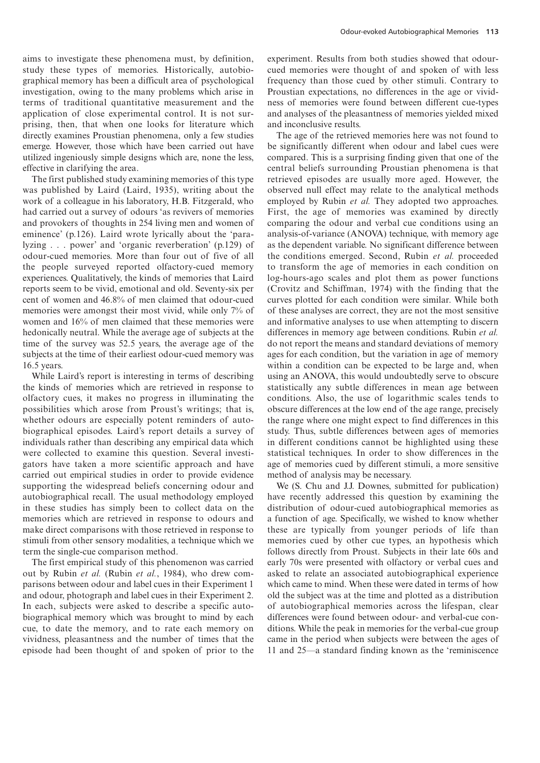aims to investigate these phenomena must, by definition, study these types of memories. Historically, autobiographical memory has been a difficult area of psychological investigation, owing to the many problems which arise in terms of traditional quantitative measurement and the application of close experimental control. It is not surprising, then, that when one looks for literature which directly examines Proustian phenomena, only a few studies emerge. However, those which have been carried out have utilized ingeniously simple designs which are, none the less, effective in clarifying the area.

The first published study examining memories of this type was published by Laird (Laird, 1935), writing about the work of a colleague in his laboratory, H.B. Fitzgerald, who had carried out a survey of odours 'as revivers of memories and provokers of thoughts in 254 living men and women of eminence' (p.126). Laird wrote lyrically about the 'paralyzing . . . power' and 'organic reverberation' (p.129) of odour-cued memories. More than four out of five of all the people surveyed reported olfactory-cued memory experiences. Qualitatively, the kinds of memories that Laird reports seem to be vivid, emotional and old. Seventy-six per cent of women and 46.8% of men claimed that odour-cued memories were amongst their most vivid, while only 7% of women and 16% of men claimed that these memories were hedonically neutral. While the average age of subjects at the time of the survey was 52.5 years, the average age of the subjects at the time of their earliest odour-cued memory was 16.5 years.

While Laird's report is interesting in terms of describing the kinds of memories which are retrieved in response to olfactory cues, it makes no progress in illuminating the possibilities which arose from Proust's writings; that is, whether odours are especially potent reminders of autobiographical episodes. Laird's report details a survey of individuals rather than describing any empirical data which were collected to examine this question. Several investigators have taken a more scientific approach and have carried out empirical studies in order to provide evidence supporting the widespread beliefs concerning odour and autobiographical recall. The usual methodology employed in these studies has simply been to collect data on the memories which are retrieved in response to odours and make direct comparisons with those retrieved in response to stimuli from other sensory modalities, a technique which we term the single-cue comparison method.

The first empirical study of this phenomenon was carried out by Rubin *et al.* (Rubin *et al.*, 1984), who drew comparisons between odour and label cues in their Experiment 1 and odour, photograph and label cues in their Experiment 2. In each, subjects were asked to describe a specific autobiographical memory which was brought to mind by each cue, to date the memory, and to rate each memory on vividness, pleasantness and the number of times that the episode had been thought of and spoken of prior to the experiment. Results from both studies showed that odour-cued memories were thought of and spoken of with less frequency than those cued by other stimuli. Contrary to Proustian expectations, no differences in the age or vividness of memories were found between different cue-types and analyses of the pleasantness of memories yielded mixed and inconclusive results.

The age of the retrieved memories here was not found to be significantly different when odour and label cues were compared. This is a surprising finding given that one of the central beliefs surrounding Proustian phenomena is that retrieved episodes are usually more aged. However, the observed null effect may relate to the analytical methods employed by Rubin *et al.* They adopted two approaches. First, the age of memories was examined by directly comparing the odour and verbal cue conditions using an analysis-of-variance (ANOVA) technique, with memory age as the dependent variable. No significant difference between the conditions emerged. Second, Rubin *et al.* proceeded to transform the age of memories in each condition on log-hours-ago scales and plot them as power functions (Crovitz and Schiffman, 1974) with the finding that the curves plotted for each condition were similar. While both of these analyses are correct, they are not the most sensitive and informative analyses to use when attempting to discern differences in memory age between conditions. Rubin *et al.* do not report the means and standard deviations of memory ages for each condition, but the variation in age of memory within a condition can be expected to be large and, when using an ANOVA, this would undoubtedly serve to obscure statistically any subtle differences in mean age between conditions. Also, the use of logarithmic scales tends to obscure differences at the low end of the age range, precisely the range where one might expect to find differences in this study. Thus, subtle differences between ages of memories in different conditions cannot be highlighted using these statistical techniques. In order to show differences in the age of memories cued by different stimuli, a more sensitive method of analysis may be necessary.

We (S. Chu and J.J. Downes, submitted for publication) have recently addressed this question by examining the distribution of odour-cued autobiographical memories as a function of age. Specifically, we wished to know whether these are typically from younger periods of life than memories cued by other cue types, an hypothesis which follows directly from Proust. Subjects in their late 60s and early 70s were presented with olfactory or verbal cues and asked to relate an associated autobiographical experience which came to mind. When these were dated in terms of how old the subject was at the time and plotted as a distribution of autobiographical memories across the lifespan, clear differences were found between odour- and verbal-cue conditions. While the peak in memories for the verbal-cue group came in the period when subjects were between the ages of 11 and 25—a standard finding known as the 'reminiscence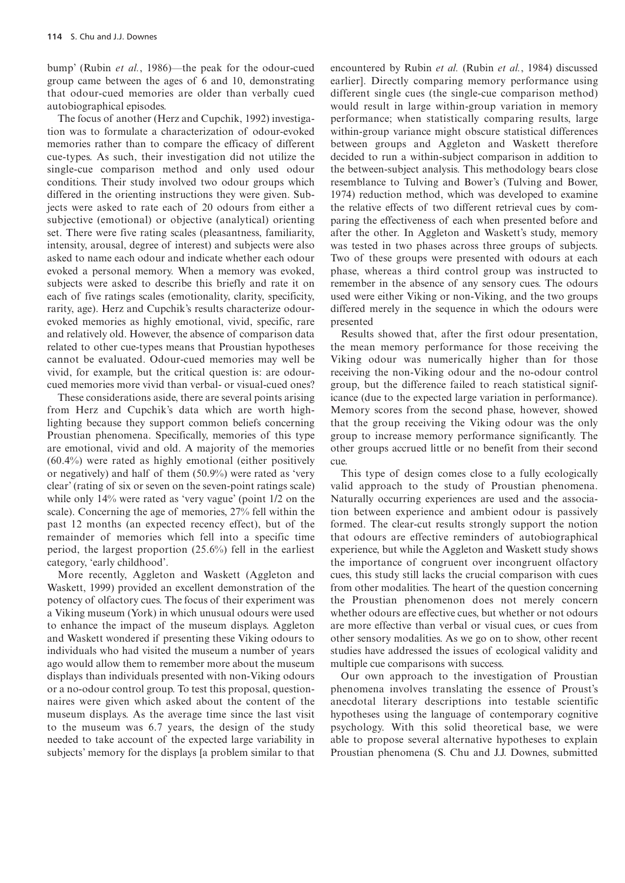bump' (Rubin *et al.*, 1986)—the peak for the odour-cued group came between the ages of 6 and 10, demonstrating that odour-cued memories are older than verbally cued autobiographical episodes.

The focus of another (Herz and Cupchik, 1992) investigation was to formulate a characterization of odour-evoked memories rather than to compare the efficacy of different cue-types. As such, their investigation did not utilize the single-cue comparison method and only used odour conditions. Their study involved two odour groups which differed in the orienting instructions they were given. Subjects were asked to rate each of 20 odours from either a subjective (emotional) or objective (analytical) orienting set. There were five rating scales (pleasantness, familiarity, intensity, arousal, degree of interest) and subjects were also asked to name each odour and indicate whether each odour evoked a personal memory. When a memory was evoked, subjects were asked to describe this briefly and rate it on each of five ratings scales (emotionality, clarity, specificity, rarity, age). Herz and Cupchik's results characterize odour-evoked memories as highly emotional, vivid, specific, rare and relatively old. However, the absence of comparison data related to other cue-types means that Proustian hypotheses cannot be evaluated. Odour-cued memories may well be vivid, for example, but the critical question is: are odour-cued memories more vivid than verbal- or visual-cued ones?

These considerations aside, there are several points arising from Herz and Cupchik's data which are worth highlighting because they support common beliefs concerning Proustian phenomena. Specifically, memories of this type are emotional, vivid and old. A majority of the memories (60.4%) were rated as highly emotional (either positively or negatively) and half of them (50.9%) were rated as 'very clear' (rating of six or seven on the seven-point ratings scale) while only 14% were rated as 'very vague' (point 1/2 on the scale). Concerning the age of memories, 27% fell within the past 12 months (an expected recency effect), but of the remainder of memories which fell into a specific time period, the largest proportion (25.6%) fell in the earliest category, 'early childhood'.

More recently, Aggleton and Waskett (Aggleton and Waskett, 1999) provided an excellent demonstration of the potency of olfactory cues. The focus of their experiment was a Viking museum (York) in which unusual odours were used to enhance the impact of the museum displays. Aggleton and Waskett wondered if presenting these Viking odours to individuals who had visited the museum a number of years ago would allow them to remember more about the museum displays than individuals presented with non-Viking odours or a no-odour control group. To test this proposal, questionnaires were given which asked about the content of the museum displays. As the average time since the last visit to the museum was 6.7 years, the design of the study needed to take account of the expected large variability in subjects' memory for the displays [a problem similar to that encountered by Rubin *et al.* (Rubin *et al.*, 1984) discussed earlier]. Directly comparing memory performance using different single cues (the single-cue comparison method) would result in large within-group variation in memory performance; when statistically comparing results, large within-group variance might obscure statistical differences between groups and Aggleton and Waskett therefore decided to run a within-subject comparison in addition to the between-subject analysis. This methodology bears close resemblance to Tulving and Bower's (Tulving and Bower, 1974) reduction method, which was developed to examine the relative effects of two different retrieval cues by comparing the effectiveness of each when presented before and after the other. In Aggleton and Waskett's study, memory was tested in two phases across three groups of subjects. Two of these groups were presented with odours at each phase, whereas a third control group was instructed to remember in the absence of any sensory cues. The odours used were either Viking or non-Viking, and the two groups differed merely in the sequence in which the odours were presented

Results showed that, after the first odour presentation, the mean memory performance for those receiving the Viking odour was numerically higher than for those receiving the non-Viking odour and the no-odour control group, but the difference failed to reach statistical significance (due to the expected large variation in performance). Memory scores from the second phase, however, showed that the group receiving the Viking odour was the only group to increase memory performance significantly. The other groups accrued little or no benefit from their second cue.

This type of design comes close to a fully ecologically valid approach to the study of Proustian phenomena. Naturally occurring experiences are used and the association between experience and ambient odour is passively formed. The clear-cut results strongly support the notion that odours are effective reminders of autobiographical experience, but while the Aggleton and Waskett study shows the importance of congruent over incongruent olfactory cues, this study still lacks the crucial comparison with cues from other modalities. The heart of the question concerning the Proustian phenomenon does not merely concern whether odours are effective cues, but whether or not odours are more effective than verbal or visual cues, or cues from other sensory modalities. As we go on to show, other recent studies have addressed the issues of ecological validity and multiple cue comparisons with success.

Our own approach to the investigation of Proustian phenomena involves translating the essence of Proust's anecdotal literary descriptions into testable scientific hypotheses using the language of contemporary cognitive psychology. With this solid theoretical base, we were able to propose several alternative hypotheses to explain Proustian phenomena (S. Chu and J.J. Downes, submitted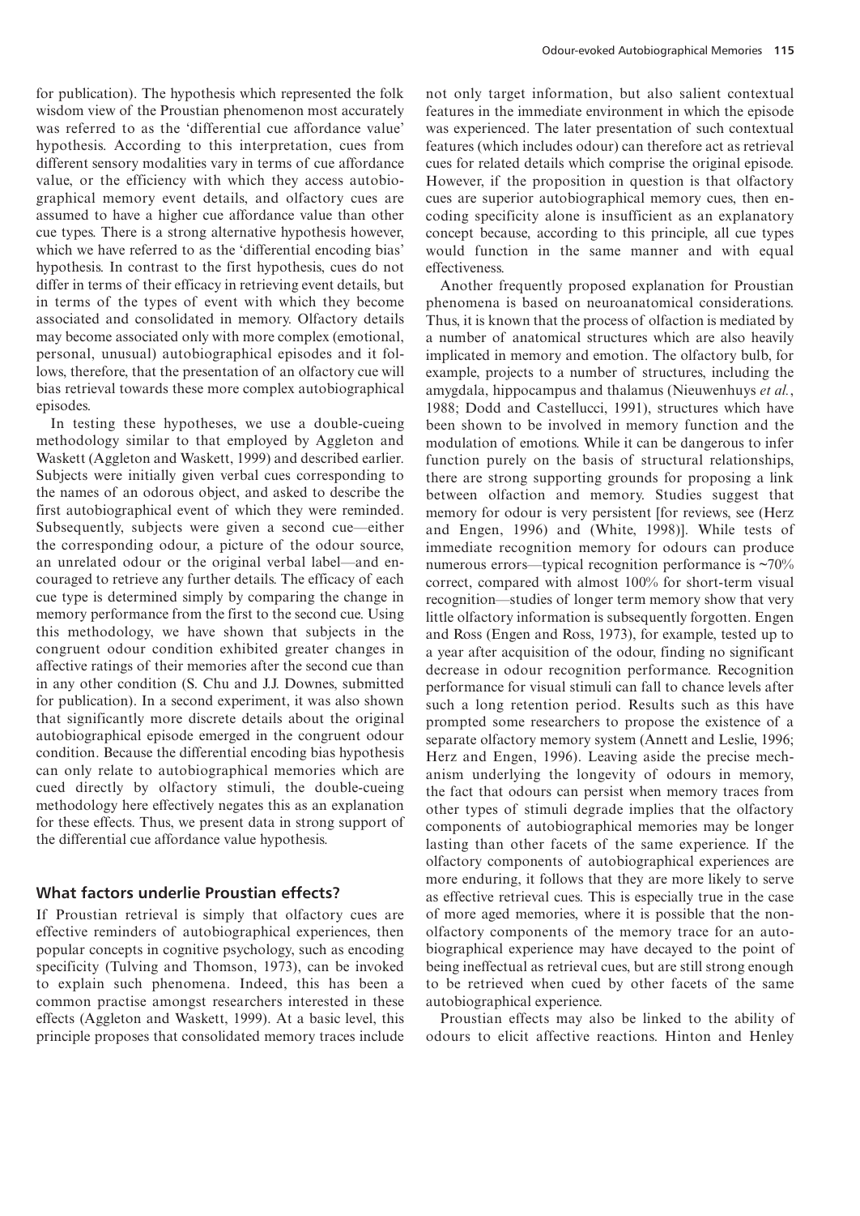for publication). The hypothesis which represented the folk wisdom view of the Proustian phenomenon most accurately was referred to as the 'differential cue affordance value' hypothesis. According to this interpretation, cues from different sensory modalities vary in terms of cue affordance value, or the efficiency with which they access autobiographical memory event details, and olfactory cues are assumed to have a higher cue affordance value than other cue types. There is a strong alternative hypothesis however, which we have referred to as the 'differential encoding bias' hypothesis. In contrast to the first hypothesis, cues do not differ in terms of their efficacy in retrieving event details, but in terms of the types of event with which they become associated and consolidated in memory. Olfactory details may become associated only with more complex (emotional, personal, unusual) autobiographical episodes and it follows, therefore, that the presentation of an olfactory cue will bias retrieval towards these more complex autobiographical episodes.

In testing these hypotheses, we use a double-cueing methodology similar to that employed by Aggleton and Waskett (Aggleton and Waskett, 1999) and described earlier. Subjects were initially given verbal cues corresponding to the names of an odorous object, and asked to describe the first autobiographical event of which they were reminded. Subsequently, subjects were given a second cue—either the corresponding odour, a picture of the odour source, an unrelated odour or the original verbal label—and encouraged to retrieve any further details. The efficacy of each cue type is determined simply by comparing the change in memory performance from the first to the second cue. Using this methodology, we have shown that subjects in the congruent odour condition exhibited greater changes in affective ratings of their memories after the second cue than in any other condition (S. Chu and J.J. Downes, submitted for publication). In a second experiment, it was also shown that significantly more discrete details about the original autobiographical episode emerged in the congruent odour condition. Because the differential encoding bias hypothesis can only relate to autobiographical memories which are cued directly by olfactory stimuli, the double-cueing methodology here effectively negates this as an explanation for these effects. Thus, we present data in strong support of the differential cue affordance value hypothesis.

## What factors underlie Proustian effects?

If Proustian retrieval is simply that olfactory cues are effective reminders of autobiographical experiences, then popular concepts in cognitive psychology, such as encoding specificity (Tulving and Thomson, 1973), can be invoked to explain such phenomena. Indeed, this has been a common practise amongst researchers interested in these effects (Aggleton and Waskett, 1999). At a basic level, this principle proposes that consolidated memory traces include not only target information, but also salient contextual features in the immediate environment in which the episode was experienced. The later presentation of such contextual features (which includes odour) can therefore act as retrieval cues for related details which comprise the original episode. However, if the proposition in question is that olfactory cues are superior autobiographical memory cues, then encoding specificity alone is insufficient as an explanatory concept because, according to this principle, all cue types would function in the same manner and with equal effectiveness.

Another frequently proposed explanation for Proustian phenomena is based on neuroanatomical considerations. Thus, it is known that the process of olfaction is mediated by a number of anatomical structures which are also heavily implicated in memory and emotion. The olfactory bulb, for example, projects to a number of structures, including the amygdala, hippocampus and thalamus (Nieuwenhuys *et al.*, 1988; Dodd and Castellucci, 1991), structures which have been shown to be involved in memory function and the modulation of emotions. While it can be dangerous to infer function purely on the basis of structural relationships, there are strong supporting grounds for proposing a link between olfaction and memory. Studies suggest that memory for odour is very persistent [for reviews, see (Herz and Engen, 1996) and (White, 1998)]. While tests of immediate recognition memory for odours can produce numerous errors—typical recognition performance is ~70% correct, compared with almost 100% for short-term visual recognition—studies of longer term memory show that very little olfactory information is subsequently forgotten. Engen and Ross (Engen and Ross, 1973), for example, tested up to a year after acquisition of the odour, finding no significant decrease in odour recognition performance. Recognition performance for visual stimuli can fall to chance levels after such a long retention period. Results such as this have prompted some researchers to propose the existence of a separate olfactory memory system (Annett and Leslie, 1996; Herz and Engen, 1996). Leaving aside the precise mechanism underlying the longevity of odours in memory, the fact that odours can persist when memory traces from other types of stimuli degrade implies that the olfactory components of autobiographical memories may be longer lasting than other facets of the same experience. If the olfactory components of autobiographical experiences are more enduring, it follows that they are more likely to serve as effective retrieval cues. This is especially true in the case of more aged memories, where it is possible that the non-olfactory components of the memory trace for an autobiographical experience may have decayed to the point of being ineffectual as retrieval cues, but are still strong enough to be retrieved when cued by other facets of the same autobiographical experience.

Proustian effects may also be linked to the ability of odours to elicit affective reactions. Hinton and Henley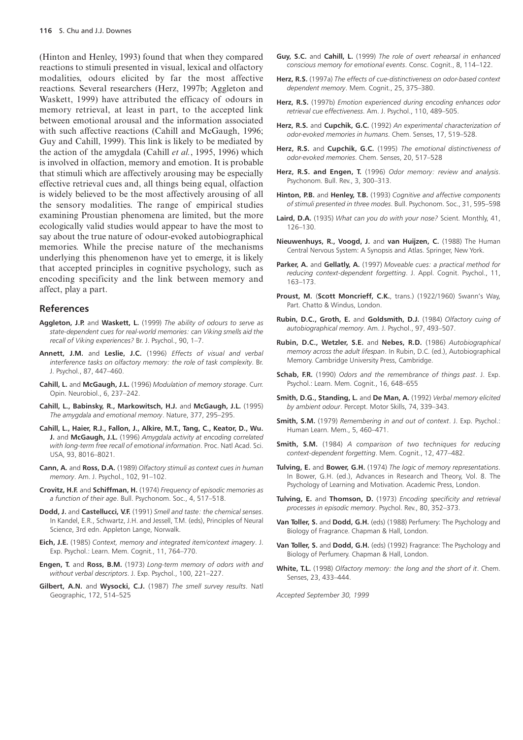(Hinton and Henley, 1993) found that when they compared reactions to stimuli presented in visual, lexical and olfactory modalities, odours elicited by far the most affective reactions. Several researchers (Herz, 1997b; Aggleton and Waskett, 1999) have attributed the efficacy of odours in memory retrieval, at least in part, to the accepted link between emotional arousal and the information associated with such affective reactions (Cahill and McGaugh, 1996; Guy and Cahill, 1999). This link is likely to be mediated by the action of the amygdala (Cahill *et al.*, 1995, 1996) which is involved in olfaction, memory and emotion. It is probable that stimuli which are affectively arousing may be especially effective retrieval cues and, all things being equal, olfaction is widely believed to be the most affectively arousing of all the sensory modalities. The range of empirical studies examining Proustian phenomena are limited, but the more ecologically valid studies would appear to have the most to say about the true nature of odour-evoked autobiographical memories. While the precise nature of the mechanisms underlying this phenomenon have yet to emerge, it is likely that accepted principles in cognitive psychology, such as encoding specificity and the link between memory and affect, play a part.

## References

**Aggleton, J.P.** and **Waskett, L.** (1999) *The ability of odours to serve as state-dependent cues for real-world memories: can Viking smells aid the recall of Viking experiences?* Br. J. Psychol., 90, 1–7.

**Annett, J.M.** and **Leslie, J.C.** (1996) *Effects of visual and verbal interference tasks on olfactory memory: the role of task complexity*. Br. J. Psychol., 87, 447–460.

**Cahill, L.** and **McGaugh, J.L.** (1996) *Modulation of memory storage*. Curr. Opin. Neurobiol., 6, 237–242.

**Cahill, L., Babinsky, R., Markowitsch, H.J.** and **McGaugh, J.L.** (1995) *The amygdala and emotional memory*. Nature, 377, 295–295.

**Cahill, L., Haier, R.J., Fallon, J., Alkire, M.T., Tang, C., Keator, D., Wu. J.** and **McGaugh, J.L.** (1996) *Amygdala activity at encoding correlated with long-term free recall of emotional information*. Proc. Natl Acad. Sci. USA, 93, 8016–8021.

**Cann, A.** and **Ross, D.A.** (1989) *Olfactory stimuli as context cues in human memory*. Am. J. Psychol., 102, 91–102.

**Crovitz, H.F.** and **Schiffman, H.** (1974) *Frequency of episodic memories as a function of their age*. Bull. Psychonom. Soc., 4, 517–518.

**Dodd, J.** and **Castellucci, V.F.** (1991) *Smell and taste: the chemical senses*. In Kandel, E.R., Schwartz, J.H. and Jessell, T.M. (eds), Principles of Neural Science, 3rd edn. Appleton Lange, Norwalk.

**Eich, J.E.** (1985) *Context, memory and integrated item/context imagery*. J. Exp. Psychol.: Learn. Mem. Cognit., 11, 764–770.

**Engen, T.** and **Ross, B.M.** (1973) *Long-term memory of odors with and without verbal descriptors*. J. Exp. Psychol., 100, 221–227.

**Gilbert, A.N.** and **Wysocki, C.J.** (1987) *The smell survey results*. Natl Geographic, 172, 514–525

**Guy, S.C.** and **Cahill, L.** (1999) *The role of overt rehearsal in enhanced conscious memory for emotional events*. Consc. Cognit., 8, 114–122.

**Herz, R.S.** (1997a) *The effects of cue-distinctiveness on odor-based context dependent memory*. Mem. Cognit., 25, 375–380.

**Herz, R.S.** (1997b) *Emotion experienced during encoding enhances odor retrieval cue effectiveness*. Am. J. Psychol., 110, 489–505.

**Herz, R.S.** and **Cupchik, G.C.** (1992) *An experimental characterization of odor-evoked memories in humans*. Chem. Senses, 17, 519–528.

**Herz, R.S.** and **Cupchik, G.C.** (1995) *The emotional distinctiveness of odor-evoked memories*. Chem. Senses, 20, 517–528

**Herz, R.S. and Engen, T.** (1996) *Odor memory: review and analysis*. Psychonom. Bull. Rev., 3, 300–313.

**Hinton, P.B.** and **Henley, T.B.** (1993) *Cognitive and affective components of stimuli presented in three modes*. Bull. Psychonom. Soc., 31, 595–598

**Laird, D.A.** (1935) *What can you do with your nose?* Scient. Monthly, 41, 126–130.

**Nieuwenhuys, R., Voogd, J.** and **van Huijzen, C.** (1988) The Human Central Nervous System: A Synopsis and Atlas. Springer, New York.

**Parker, A.** and **Gellatly, A.** (1997) *Moveable cues: a practical method for reducing context-dependent forgetting*. J. Appl. Cognit. Psychol., 11, 163–173.

**Proust, M.** (**Scott Moncrieff, C.K.**, trans.) (1922/1960) Swann's Way, Part. Chatto & Windus, London.

**Rubin, D.C., Groth, E.** and **Goldsmith, D.J.** (1984) *Olfactory cuing of autobiographical memory*. Am. J. Psychol., 97, 493–507.

**Rubin, D.C., Wetzler, S.E.** and **Nebes, R.D.** (1986) *Autobiographical memory across the adult lifespan*. In Rubin, D.C. (ed.), Autobiographical Memory. Cambridge University Press, Cambridge.

**Schab, F.R.** (1990) *Odors and the remembrance of things past*. J. Exp. Psychol.: Learn. Mem. Cognit., 16, 648–655

**Smith, D.G., Standing, L.** and **De Man, A.** (1992) *Verbal memory elicited by ambient odour*. Percept. Motor Skills, 74, 339–343.

**Smith, S.M.** (1979) *Remembering in and out of context*. J. Exp. Psychol.: Human Learn. Mem., 5, 460–471.

**Smith, S.M.** (1984) *A comparison of two techniques for reducing context-dependent forgetting*. Mem. Cognit., 12, 477–482.

**Tulving, E.** and **Bower, G.H.** (1974) *The logic of memory representations*. In Bower, G.H. (ed.), Advances in Research and Theory, Vol. 8. The Psychology of Learning and Motivation. Academic Press, London.

**Tulving, E.** and **Thomson, D.** (1973) *Encoding specificity and retrieval processes in episodic memory*. Psychol. Rev., 80, 352–373.

**Van Toller, S.** and **Dodd, G.H.** (eds) (1988) Perfumery: The Psychology and Biology of Fragrance. Chapman & Hall, London.

**Van Toller, S.** and **Dodd, G.H.** (eds) (1992) Fragrance: The Psychology and Biology of Perfumery. Chapman & Hall, London.

**White, T.L.** (1998) *Olfactory memory: the long and the short of it*. Chem. Senses, 23, 433–444.

*Accepted September 30, 1999*